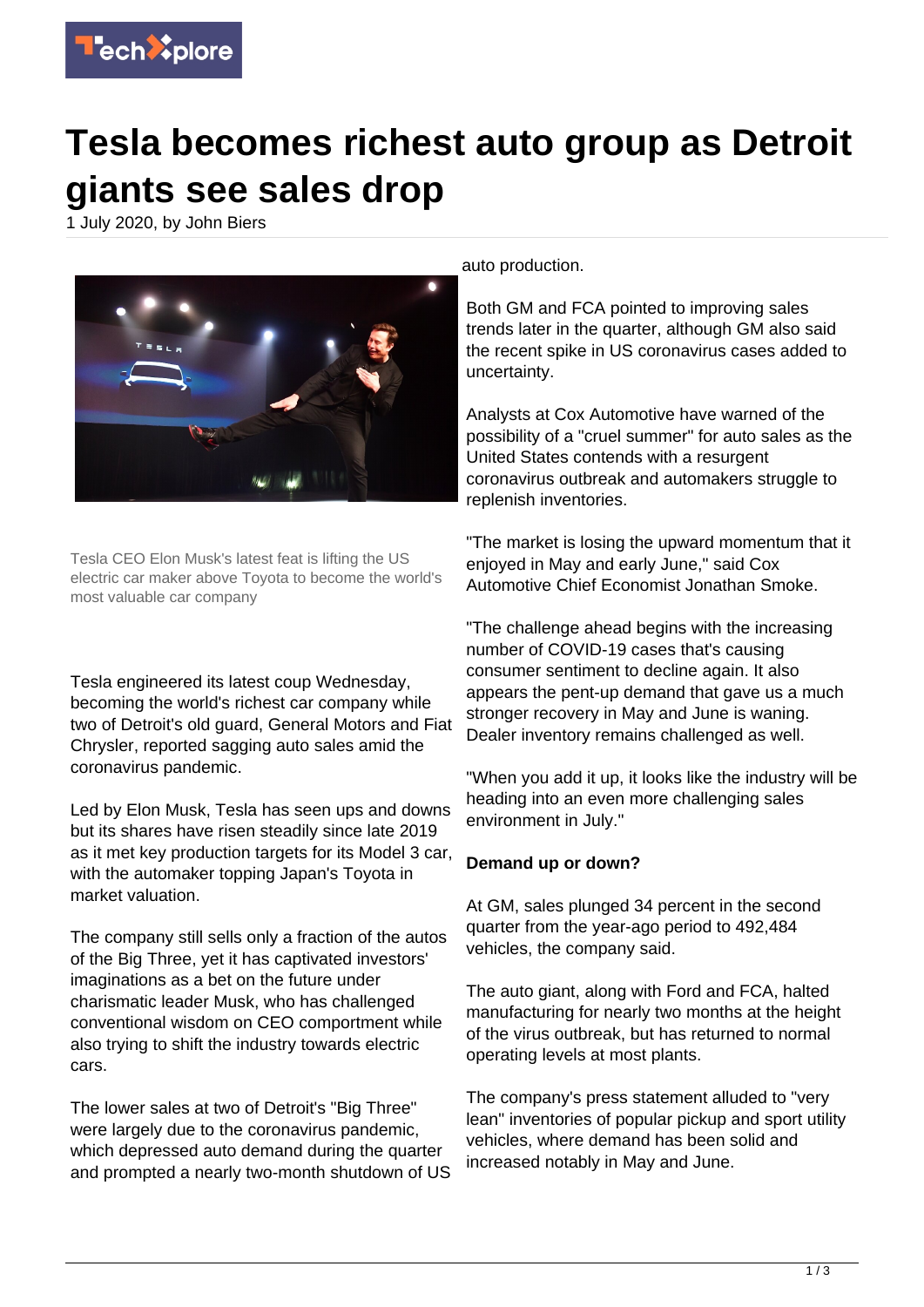# Tesla becomes richest auto group as Detroit giants see sales drop

1 July 2020, by John Biers

Tesla CEO Elon Musk's latest feat is lifting the US electric car maker above Toyota to become the world's most valuable car company

Tesla engineered its latest coup Wednesday, becoming the world's richest car company while two of Detroit's old guard, General Motors and Fiat Chrysler, reported sagging auto sales amid the coronavirus pandemic.

Led by Elon Musk, Tesla has seen ups and downs but its shares have risen steadily since late 2019 as it met key production targets for its Model 3 car, with the automaker topping Japan's Toyota in market valuation.

The company still sells only a fraction of the autos of the Big Three, yet it has captivated investors' imaginations as a bet on the future under charismatic leader Musk, who has challenged conventional wisdom on CEO comportment while also trying to shift the industry towards electric cars.

The lower sales at two of Detroit's "Big Three" were largely due to the coronavirus pandemic, which depressed auto demand during the quarter and prompted a nearly two-month shutdown of US auto production.

Both GM and FCA pointed to improving sales trends later in the quarter, although GM also said the recent spike in US coronavirus cases added to uncertainty.

Analysts at Cox Automotive have warned of the possibility of a "cruel summer" for auto sales as the United States contends with a resurgent coronavirus outbreak and automakers struggle to replenish inventories.

"The market is losing the upward momentum that it enjoyed in May and early June," said Cox Automotive Chief Economist Jonathan Smoke.

"The challenge ahead begins with the increasing number of COVID-19 cases that's causing consumer sentiment to decline again. It also appears the pent-up demand that gave us a much stronger recovery in May and June is waning. Dealer inventory remains challenged as well.

"When you add it up, it looks like the industry will be heading into an even more challenging sales environment in July."

**Demand up or down?**

At GM, sales plunged 34 percent in the second quarter from the year-ago period to 492,484 vehicles, the company said.

The auto giant, along with Ford and FCA, halted manufacturing for nearly two months at the height of the virus outbreak, but has returned to normal operating levels at most plants.

The company's press statement alluded to "very lean" inventories of popular pickup and sport utility vehicles, where demand has been solid and increased notably in May and June.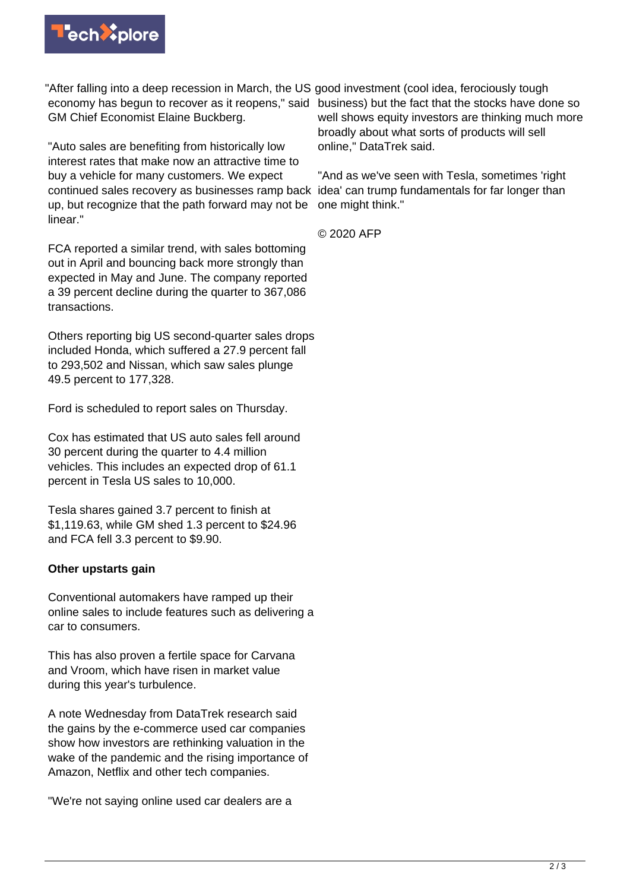"After falling into a deep recession in March, the US economy has begun to recover as it reopens," said GM Chief Economist Elaine Buckberg.

"Auto sales are benefiting from historically low interest rates that make now an attractive time to buy a vehicle for many customers. We expect continued sales recovery as businesses ramp back up, but recognize that the path forward may not be linear."

FCA reported a similar trend, with sales bottoming out in April and bouncing back more strongly than expected in May and June. The company reported a 39 percent decline during the quarter to 367,086 transactions.

Others reporting big US second-quarter sales drops included Honda, which suffered a 27.9 percent fall to 293,502 and Nissan, which saw sales plunge 49.5 percent to 177,328.

Ford is scheduled to report sales on Thursday.

Cox has estimated that US auto sales fell around 30 percent during the quarter to 4.4 million vehicles. This includes an expected drop of 61.1 percent in Tesla US sales to 10,000.

Tesla shares gained 3.7 percent to finish at $1,119.63, while GM shed 1.3 percent to $24.96 and FCA fell 3.3 percent to $9.90.

**Other upstarts gain**

Conventional automakers have ramped up their online sales to include features such as delivering a car to consumers.

This has also proven a fertile space for Carvana and Vroom, which have risen in market value during this year's turbulence.

A note Wednesday from DataTrek research said the gains by the e-commerce used car companies show how investors are rethinking valuation in the wake of the pandemic and the rising importance of Amazon, Netflix and other tech companies.

"We're not saying online used car dealers are a good investment (cool idea, ferociously tough business) but the fact that the stocks have done so well shows equity investors are thinking much more broadly about what sorts of products will sell online," DataTrek said.

"And as we've seen with Tesla, sometimes 'right idea' can trump fundamentals for far longer than one might think."

© 2020 AFP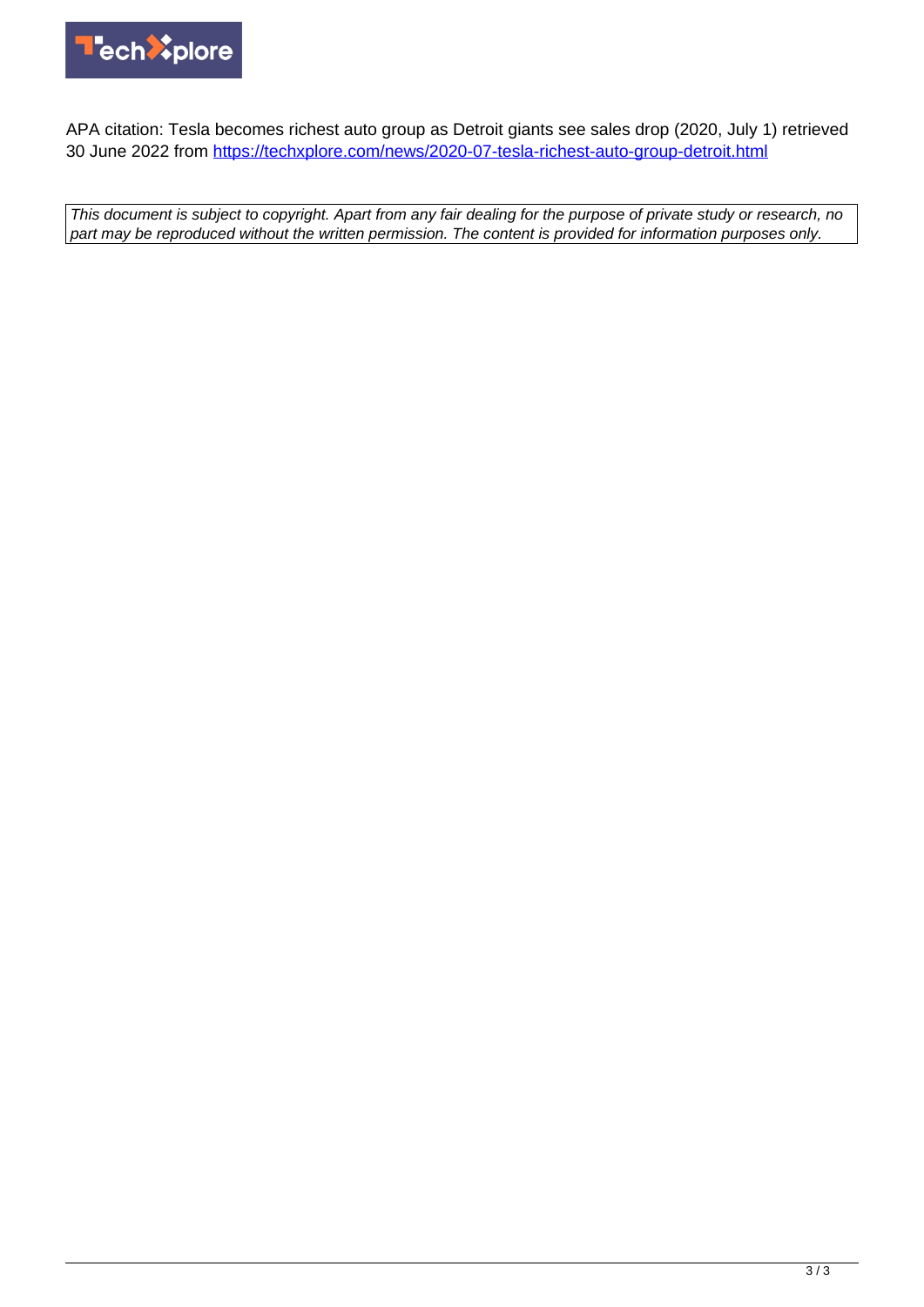APA citation: Tesla becomes richest auto group as Detroit giants see sales drop (2020, July 1) retrieved 30 June 2022 from https://techxplore.com/news/2020-07-tesla-richest-auto-group-detroit.html

*This document is subject to copyright. Apart from any fair dealing for the purpose of private study or research, no part may be reproduced without the written permission. The content is provided for information purposes only.*